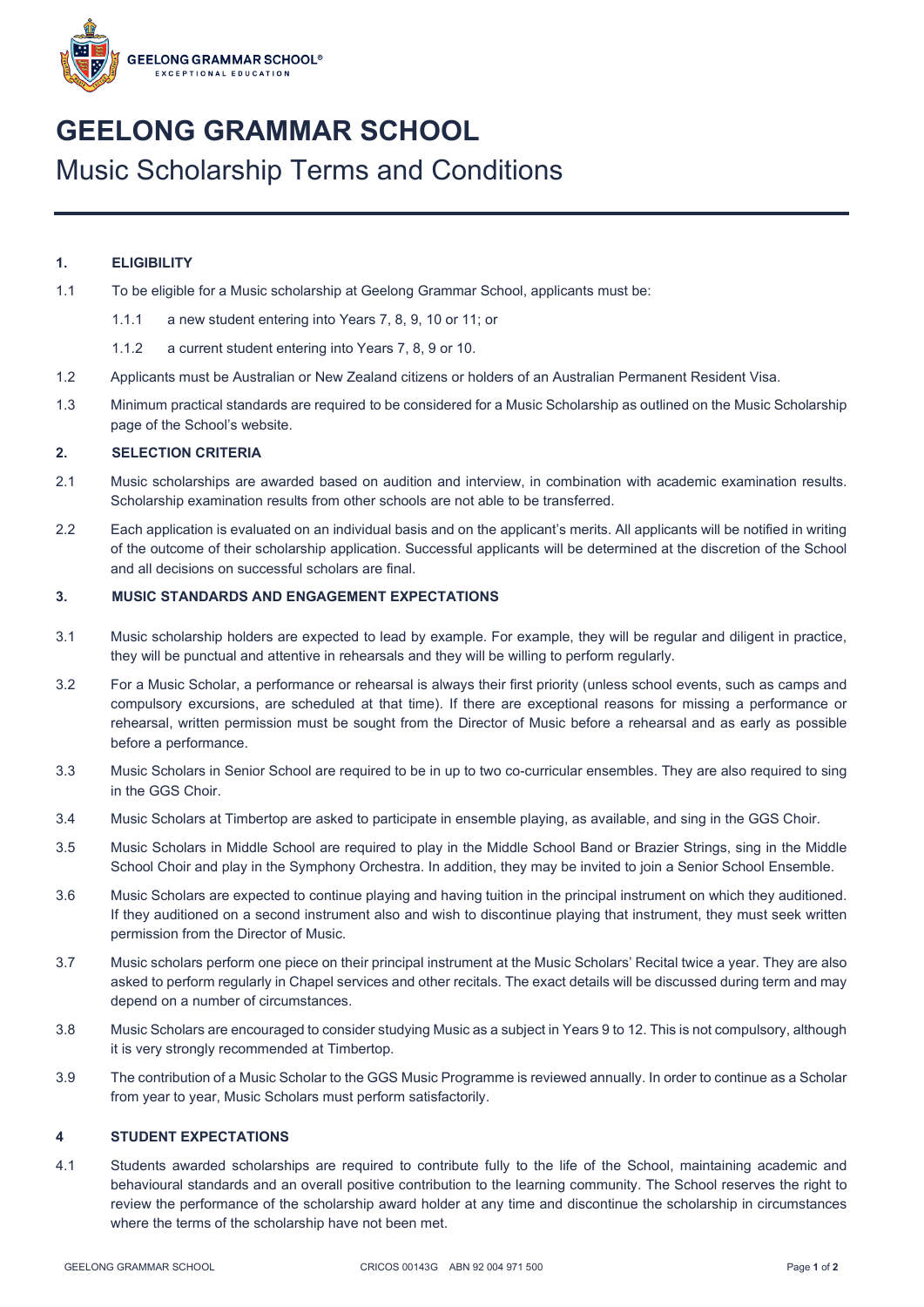# GEELONG GRAMMAR SCHOOL

## Music Scholarship Terms and Conditions

### 1. ELIGIBILITY

1.1 To be eligible for a Music scholarship at Geelong Grammar School, applicants must be:

1.1.1 a new student entering into Years 7, 8, 9, 10 or 11; or

1.1.2 a current student entering into Years 7, 8, 9 or 10.

1.2 Applicants must be Australian or New Zealand citizens or holders of an Australian Permanent Resident Visa.

1.3 Minimum practical standards are required to be considered for a Music Scholarship as outlined on the Music Scholarship page of the School's website.

### 2. SELECTION CRITERIA

2.1 Music scholarships are awarded based on audition and interview, in combination with academic examination results. Scholarship examination results from other schools are not able to be transferred.

2.2 Each application is evaluated on an individual basis and on the applicant's merits. All applicants will be notified in writing of the outcome of their scholarship application. Successful applicants will be determined at the discretion of the School and all decisions on successful scholars are final.

### 3. MUSIC STANDARDS AND ENGAGEMENT EXPECTATIONS

3.1 Music scholarship holders are expected to lead by example. For example, they will be regular and diligent in practice, they will be punctual and attentive in rehearsals and they will be willing to perform regularly.

3.2 For a Music Scholar, a performance or rehearsal is always their first priority (unless school events, such as camps and compulsory excursions, are scheduled at that time). If there are exceptional reasons for missing a performance or rehearsal, written permission must be sought from the Director of Music before a rehearsal and as early as possible before a performance.

3.3 Music Scholars in Senior School are required to be in up to two co-curricular ensembles. They are also required to sing in the GGS Choir.

3.4 Music Scholars at Timbertop are asked to participate in ensemble playing, as available, and sing in the GGS Choir.

3.5 Music Scholars in Middle School are required to play in the Middle School Band or Brazier Strings, sing in the Middle School Choir and play in the Symphony Orchestra. In addition, they may be invited to join a Senior School Ensemble.

3.6 Music Scholars are expected to continue playing and having tuition in the principal instrument on which they auditioned. If they auditioned on a second instrument also and wish to discontinue playing that instrument, they must seek written permission from the Director of Music.

3.7 Music scholars perform one piece on their principal instrument at the Music Scholars' Recital twice a year. They are also asked to perform regularly in Chapel services and other recitals. The exact details will be discussed during term and may depend on a number of circumstances.

3.8 Music Scholars are encouraged to consider studying Music as a subject in Years 9 to 12. This is not compulsory, although it is very strongly recommended at Timbertop.

3.9 The contribution of a Music Scholar to the GGS Music Programme is reviewed annually. In order to continue as a Scholar from year to year, Music Scholars must perform satisfactorily.

### 4 STUDENT EXPECTATIONS

4.1 Students awarded scholarships are required to contribute fully to the life of the School, maintaining academic and behavioural standards and an overall positive contribution to the learning community. The School reserves the right to review the performance of the scholarship award holder at any time and discontinue the scholarship in circumstances where the terms of the scholarship have not been met.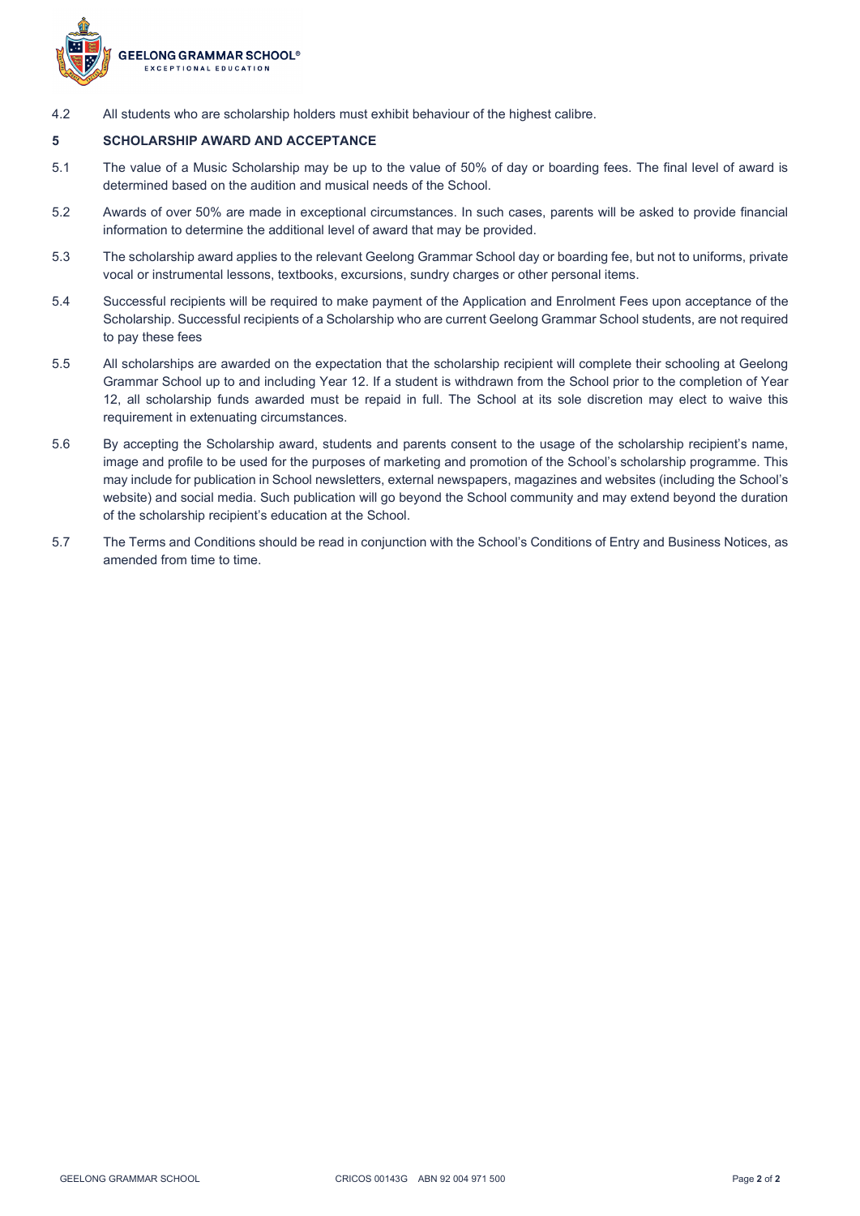4.2 All students who are scholarship holders must exhibit behaviour of the highest calibre.

## 5 SCHOLARSHIP AWARD AND ACCEPTANCE

5.1 The value of a Music Scholarship may be up to the value of 50% of day or boarding fees. The final level of award is determined based on the audition and musical needs of the School.

5.2 Awards of over 50% are made in exceptional circumstances. In such cases, parents will be asked to provide financial information to determine the additional level of award that may be provided.

5.3 The scholarship award applies to the relevant Geelong Grammar School day or boarding fee, but not to uniforms, private vocal or instrumental lessons, textbooks, excursions, sundry charges or other personal items.

5.4 Successful recipients will be required to make payment of the Application and Enrolment Fees upon acceptance of the Scholarship. Successful recipients of a Scholarship who are current Geelong Grammar School students, are not required to pay these fees

5.5 All scholarships are awarded on the expectation that the scholarship recipient will complete their schooling at Geelong Grammar School up to and including Year 12. If a student is withdrawn from the School prior to the completion of Year 12, all scholarship funds awarded must be repaid in full. The School at its sole discretion may elect to waive this requirement in extenuating circumstances.

5.6 By accepting the Scholarship award, students and parents consent to the usage of the scholarship recipient's name, image and profile to be used for the purposes of marketing and promotion of the School's scholarship programme. This may include for publication in School newsletters, external newspapers, magazines and websites (including the School's website) and social media. Such publication will go beyond the School community and may extend beyond the duration of the scholarship recipient's education at the School.

5.7 The Terms and Conditions should be read in conjunction with the School's Conditions of Entry and Business Notices, as amended from time to time.